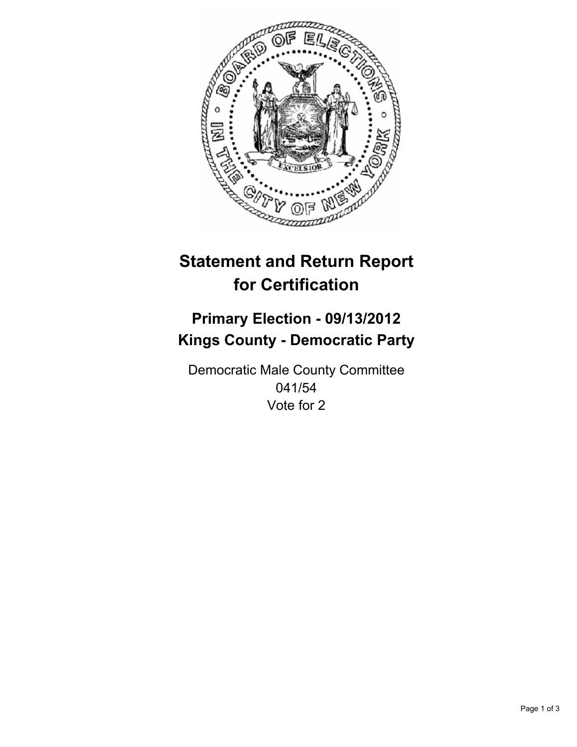# Statement and Return Report for Certification

## Primary Election - 09/13/2012
## Kings County - Democratic Party

Democratic Male County Committee
041/54
Vote for 2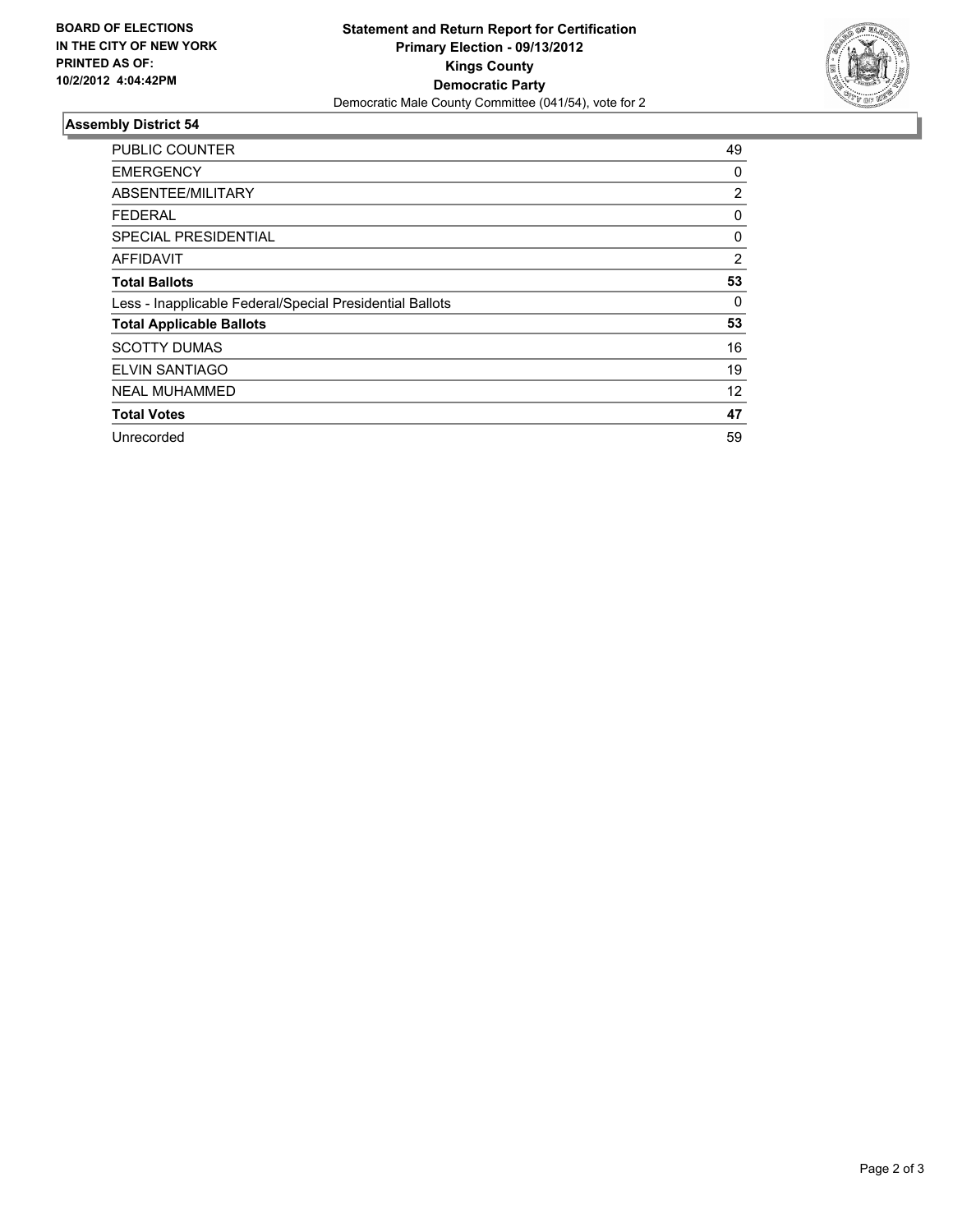**BOARD OF ELECTIONS IN THE CITY OF NEW YORK PRINTED AS OF: 10/2/2012 4:04:42PM**

**Statement and Return Report for Certification**
**Primary Election - 09/13/2012**
**Kings County**
**Democratic Party**
Democratic Male County Committee (041/54), vote for 2

## Assembly District 54

| | |
|---|---|
| PUBLIC COUNTER | 49 |
| EMERGENCY | 0 |
| ABSENTEE/MILITARY | 2 |
| FEDERAL | 0 |
| SPECIAL PRESIDENTIAL | 0 |
| AFFIDAVIT | 2 |
| **Total Ballots** | **53** |
| Less - Inapplicable Federal/Special Presidential Ballots | 0 |
| **Total Applicable Ballots** | **53** |
| SCOTTY DUMAS | 16 |
| ELVIN SANTIAGO | 19 |
| NEAL MUHAMMED | 12 |
| **Total Votes** | **47** |
| Unrecorded | 59 |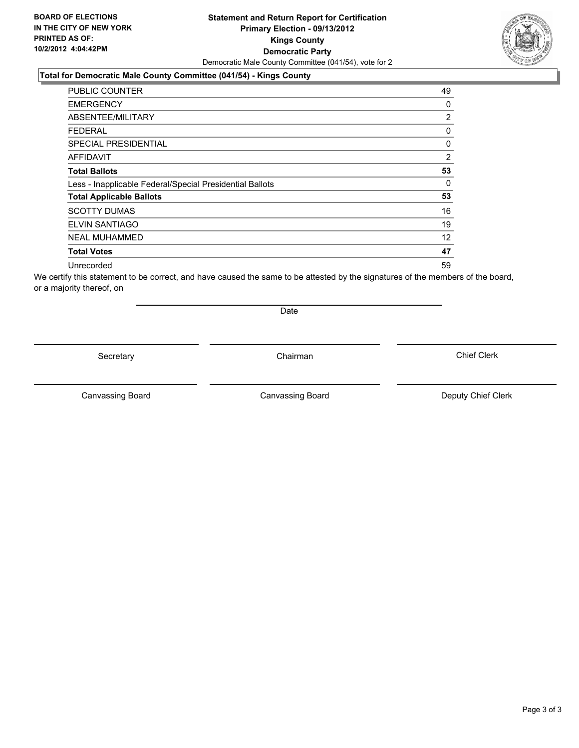**BOARD OF ELECTIONS IN THE CITY OF NEW YORK PRINTED AS OF: 10/2/2012 4:04:42PM**

**Statement and Return Report for Certification**
**Primary Election - 09/13/2012**
**Kings County**
**Democratic Party**
Democratic Male County Committee (041/54), vote for 2

### Total for Democratic Male County Committee (041/54) - Kings County

| | |
|---|---|
| PUBLIC COUNTER | 49 |
| EMERGENCY | 0 |
| ABSENTEE/MILITARY | 2 |
| FEDERAL | 0 |
| SPECIAL PRESIDENTIAL | 0 |
| AFFIDAVIT | 2 |
| **Total Ballots** | **53** |
| Less - Inapplicable Federal/Special Presidential Ballots | 0 |
| **Total Applicable Ballots** | **53** |
| SCOTTY DUMAS | 16 |
| ELVIN SANTIAGO | 19 |
| NEAL MUHAMMED | 12 |
| **Total Votes** | **47** |
| Unrecorded | 59 |

We certify this statement to be correct, and have caused the same to be attested by the signatures of the members of the board, or a majority thereof, on

Date

Secretary

Chairman

Chief Clerk

Canvassing Board

Canvassing Board

Deputy Chief Clerk